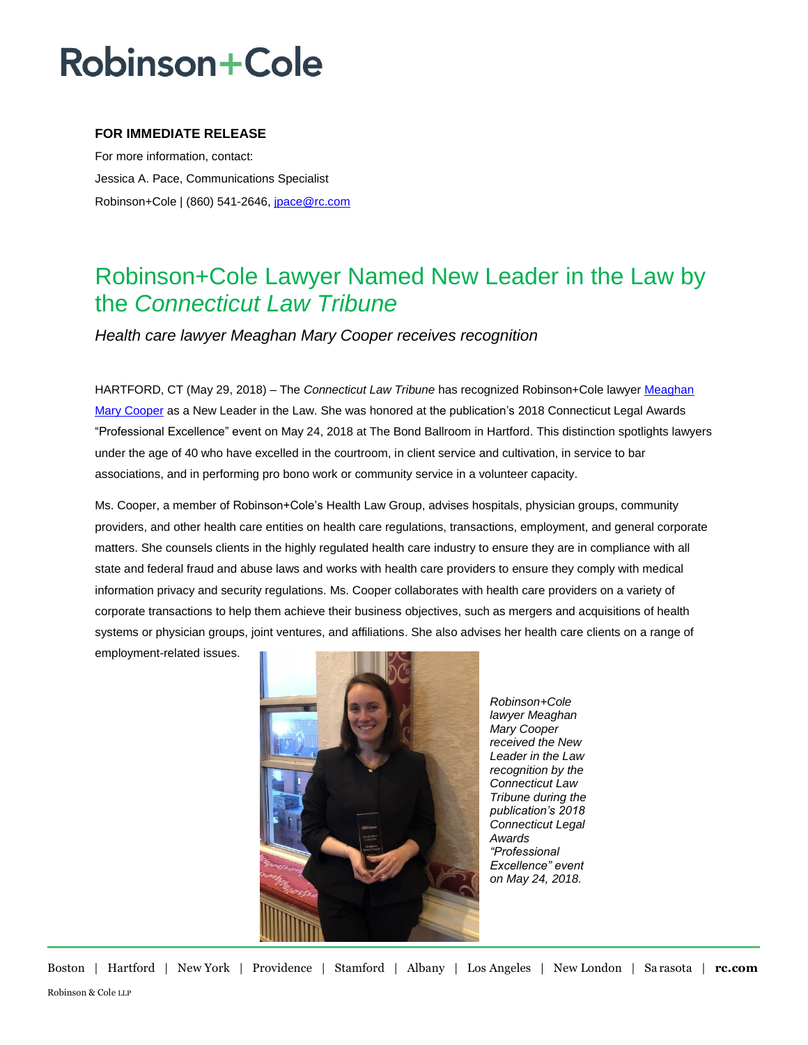# Robinson+Cole

**FOR IMMEDIATE RELEASE**

For more information, contact:

Jessica A. Pace, Communications Specialist

Robinson+Cole | (860) 541-2646, jpace@rc.com

## Robinson+Cole Lawyer Named New Leader in the Law by the *Connecticut Law Tribune*

*Health care lawyer Meaghan Mary Cooper receives recognition*

HARTFORD, CT (May 29, 2018) – The *Connecticut Law Tribune* has recognized Robinson+Cole lawyer Meaghan Mary Cooper as a New Leader in the Law. She was honored at the publication's 2018 Connecticut Legal Awards "Professional Excellence" event on May 24, 2018 at The Bond Ballroom in Hartford. This distinction spotlights lawyers under the age of 40 who have excelled in the courtroom, in client service and cultivation, in service to bar associations, and in performing pro bono work or community service in a volunteer capacity.

Ms. Cooper, a member of Robinson+Cole's Health Law Group, advises hospitals, physician groups, community providers, and other health care entities on health care regulations, transactions, employment, and general corporate matters. She counsels clients in the highly regulated health care industry to ensure they are in compliance with all state and federal fraud and abuse laws and works with health care providers to ensure they comply with medical information privacy and security regulations. Ms. Cooper collaborates with health care providers on a variety of corporate transactions to help them achieve their business objectives, such as mergers and acquisitions of health systems or physician groups, joint ventures, and affiliations. She also advises her health care clients on a range of employment-related issues.

*Robinson+Cole lawyer Meaghan Mary Cooper received the New Leader in the Law recognition by the Connecticut Law Tribune during the publication's 2018 Connecticut Legal Awards "Professional Excellence" event on May 24, 2018.*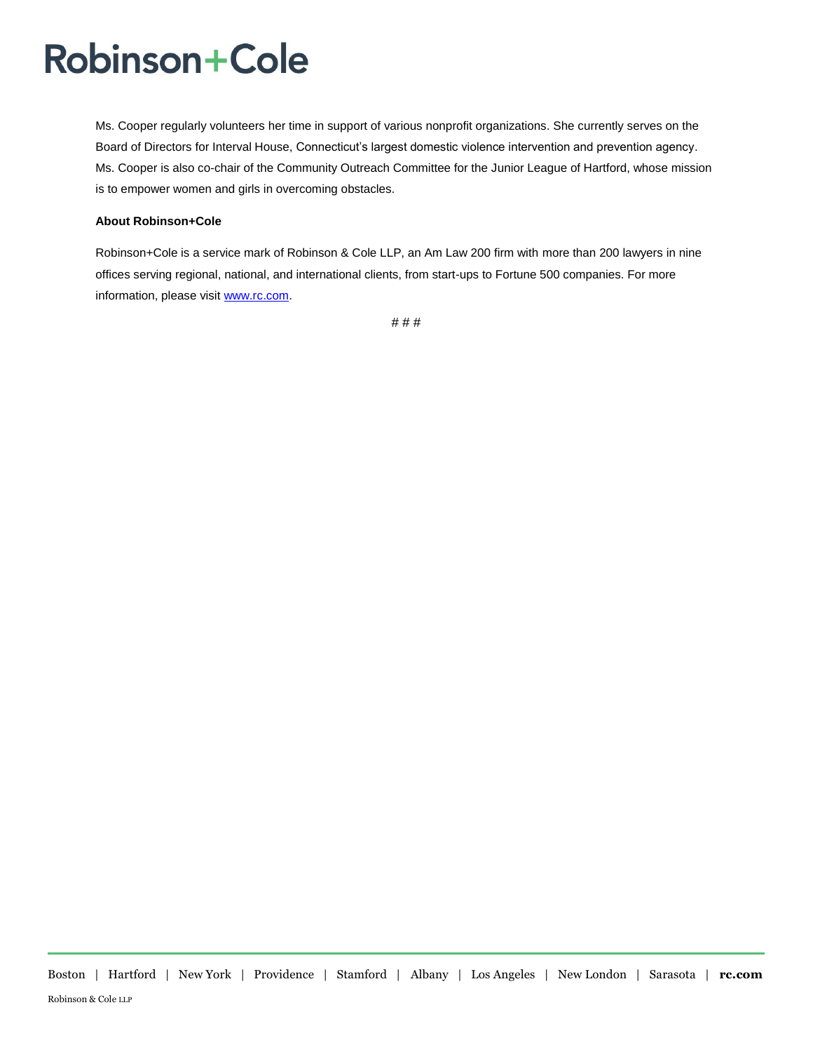Ms. Cooper regularly volunteers her time in support of various nonprofit organizations. She currently serves on the Board of Directors for Interval House, Connecticut's largest domestic violence intervention and prevention agency. Ms. Cooper is also co-chair of the Community Outreach Committee for the Junior League of Hartford, whose mission is to empower women and girls in overcoming obstacles.

**About Robinson+Cole**

Robinson+Cole is a service mark of Robinson & Cole LLP, an Am Law 200 firm with more than 200 lawyers in nine offices serving regional, national, and international clients, from start-ups to Fortune 500 companies. For more information, please visit [www.rc.com](http://www.rc.com).

# # #